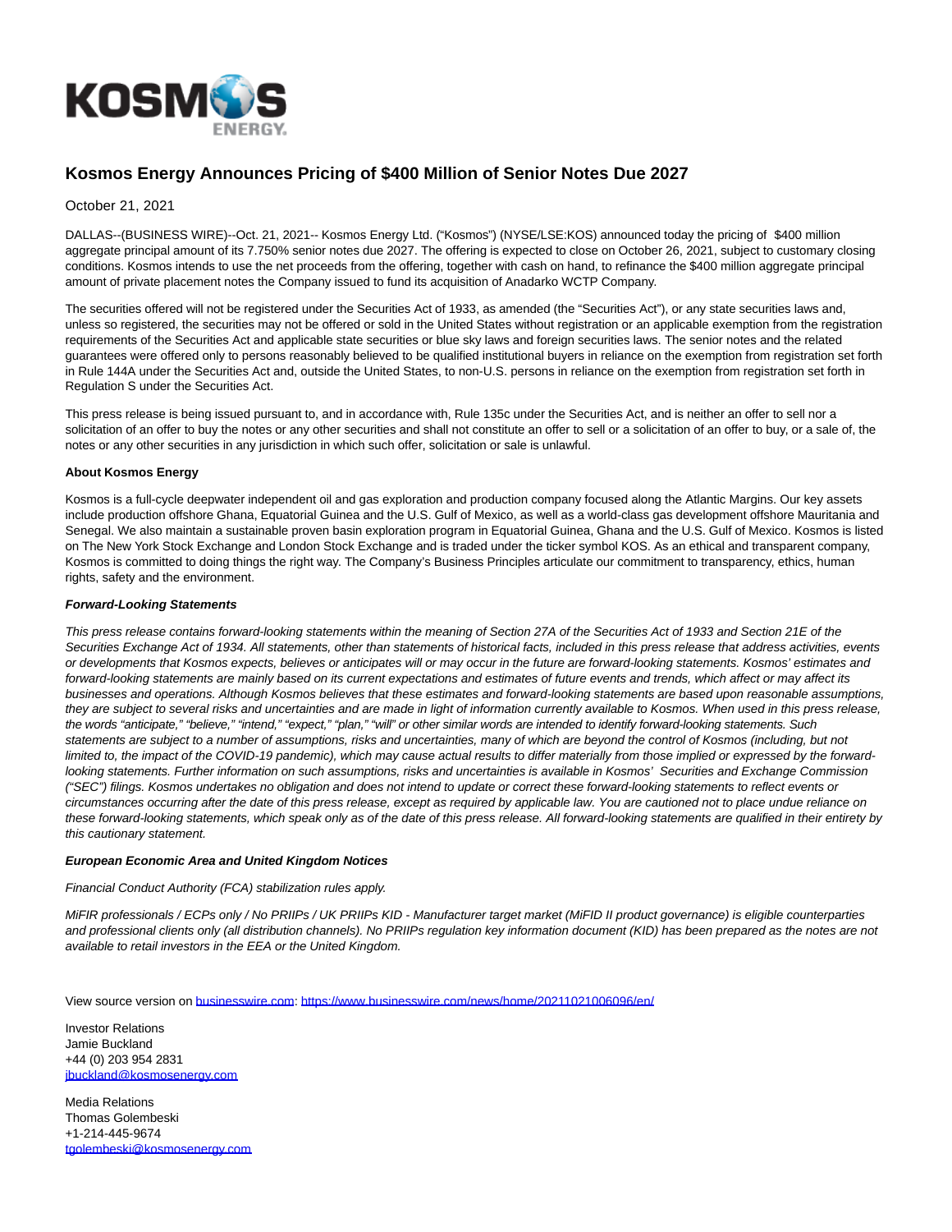# Kosmos Energy Announces Pricing of $400 Million of Senior Notes Due 2027

October 21, 2021

DALLAS--(BUSINESS WIRE)--Oct. 21, 2021-- Kosmos Energy Ltd. ("Kosmos") (NYSE/LSE:KOS) announced today the pricing of $400 million aggregate principal amount of its 7.750% senior notes due 2027. The offering is expected to close on October 26, 2021, subject to customary closing conditions. Kosmos intends to use the net proceeds from the offering, together with cash on hand, to refinance the $400 million aggregate principal amount of private placement notes the Company issued to fund its acquisition of Anadarko WCTP Company.

The securities offered will not be registered under the Securities Act of 1933, as amended (the "Securities Act"), or any state securities laws and, unless so registered, the securities may not be offered or sold in the United States without registration or an applicable exemption from the registration requirements of the Securities Act and applicable state securities or blue sky laws and foreign securities laws. The senior notes and the related guarantees were offered only to persons reasonably believed to be qualified institutional buyers in reliance on the exemption from registration set forth in Rule 144A under the Securities Act and, outside the United States, to non-U.S. persons in reliance on the exemption from registration set forth in Regulation S under the Securities Act.

This press release is being issued pursuant to, and in accordance with, Rule 135c under the Securities Act, and is neither an offer to sell nor a solicitation of an offer to buy the notes or any other securities and shall not constitute an offer to sell or a solicitation of an offer to buy, or a sale of, the notes or any other securities in any jurisdiction in which such offer, solicitation or sale is unlawful.

**About Kosmos Energy**

Kosmos is a full-cycle deepwater independent oil and gas exploration and production company focused along the Atlantic Margins. Our key assets include production offshore Ghana, Equatorial Guinea and the U.S. Gulf of Mexico, as well as a world-class gas development offshore Mauritania and Senegal. We also maintain a sustainable proven basin exploration program in Equatorial Guinea, Ghana and the U.S. Gulf of Mexico. Kosmos is listed on The New York Stock Exchange and London Stock Exchange and is traded under the ticker symbol KOS. As an ethical and transparent company, Kosmos is committed to doing things the right way. The Company's Business Principles articulate our commitment to transparency, ethics, human rights, safety and the environment.

***Forward-Looking Statements***

*This press release contains forward-looking statements within the meaning of Section 27A of the Securities Act of 1933 and Section 21E of the Securities Exchange Act of 1934. All statements, other than statements of historical facts, included in this press release that address activities, events or developments that Kosmos expects, believes or anticipates will or may occur in the future are forward-looking statements. Kosmos' estimates and forward-looking statements are mainly based on its current expectations and estimates of future events and trends, which affect or may affect its businesses and operations. Although Kosmos believes that these estimates and forward-looking statements are based upon reasonable assumptions, they are subject to several risks and uncertainties and are made in light of information currently available to Kosmos. When used in this press release, the words "anticipate," "believe," "intend," "expect," "plan," "will" or other similar words are intended to identify forward-looking statements. Such statements are subject to a number of assumptions, risks and uncertainties, many of which are beyond the control of Kosmos (including, but not limited to, the impact of the COVID-19 pandemic), which may cause actual results to differ materially from those implied or expressed by the forward-looking statements. Further information on such assumptions, risks and uncertainties is available in Kosmos' Securities and Exchange Commission ("SEC") filings. Kosmos undertakes no obligation and does not intend to update or correct these forward-looking statements to reflect events or circumstances occurring after the date of this press release, except as required by applicable law. You are cautioned not to place undue reliance on these forward-looking statements, which speak only as of the date of this press release. All forward-looking statements are qualified in their entirety by this cautionary statement.*

***European Economic Area and United Kingdom Notices***

*Financial Conduct Authority (FCA) stabilization rules apply.*

*MiFIR professionals / ECPs only / No PRIIPs / UK PRIIPs KID - Manufacturer target market (MiFID II product governance) is eligible counterparties and professional clients only (all distribution channels). No PRIIPs regulation key information document (KID) has been prepared as the notes are not available to retail investors in the EEA or the United Kingdom.*

View source version on businesswire.com: https://www.businesswire.com/news/home/20211021006096/en/

Investor Relations
Jamie Buckland
+44 (0) 203 954 2831
jbuckland@kosmosenergy.com

Media Relations
Thomas Golembeski
+1-214-445-9674
tgolembeski@kosmosenergy.com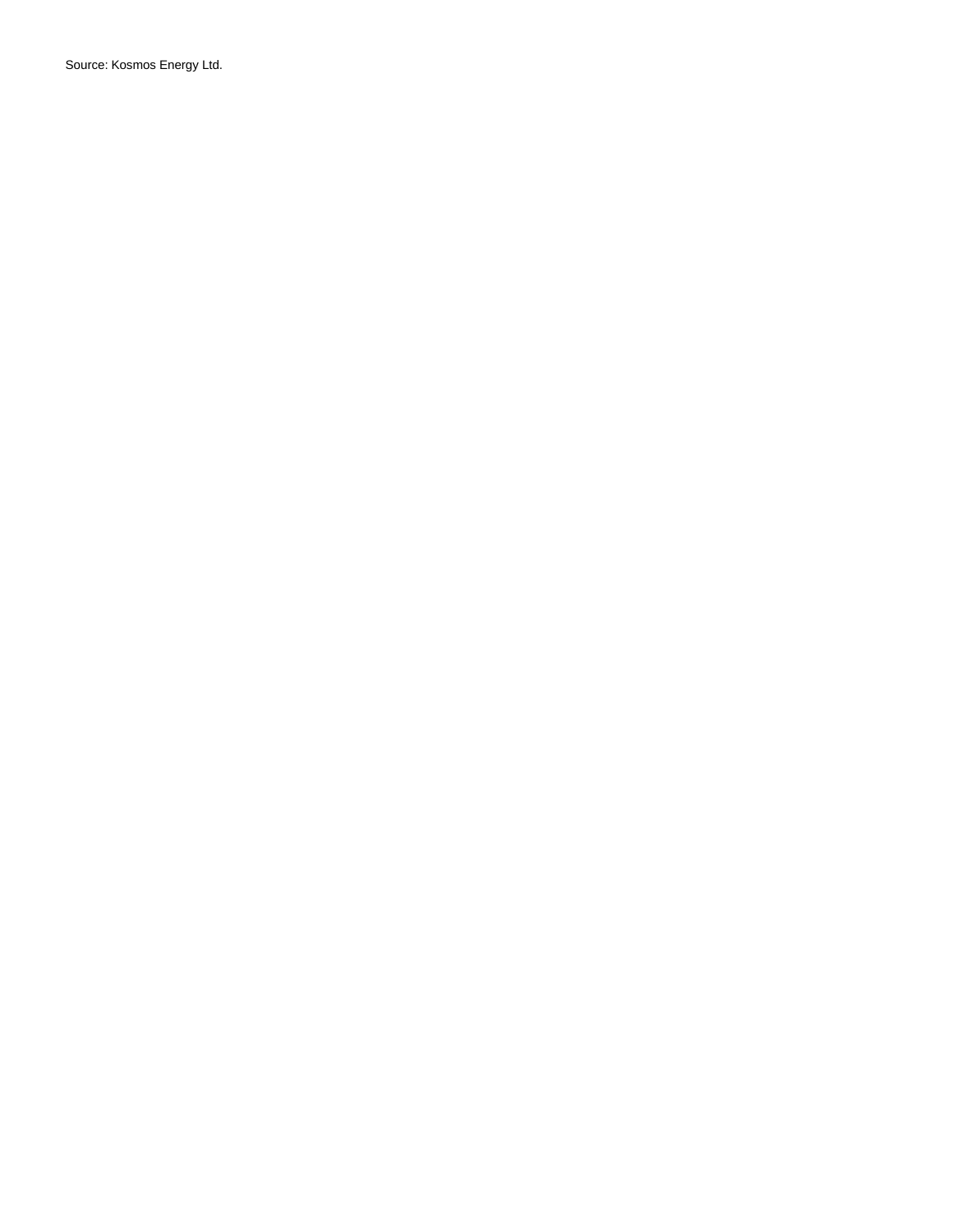Source: Kosmos Energy Ltd.